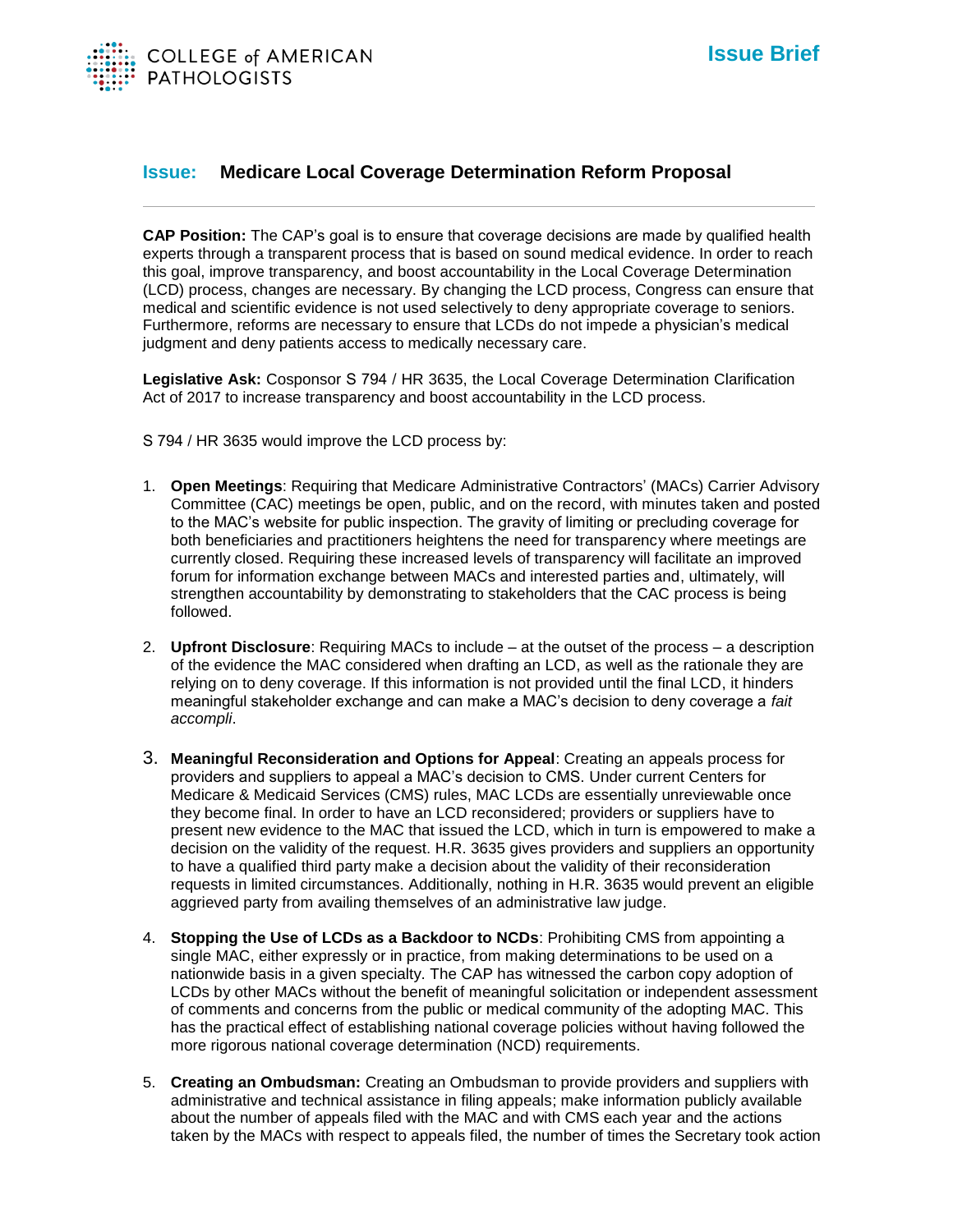COLLEGE of AMERICAN PATHOLOGISTS

**Issue Brief**

## Issue: Medicare Local Coverage Determination Reform Proposal

---

**CAP Position:** The CAP's goal is to ensure that coverage decisions are made by qualified health experts through a transparent process that is based on sound medical evidence. In order to reach this goal, improve transparency, and boost accountability in the Local Coverage Determination (LCD) process, changes are necessary. By changing the LCD process, Congress can ensure that medical and scientific evidence is not used selectively to deny appropriate coverage to seniors. Furthermore, reforms are necessary to ensure that LCDs do not impede a physician's medical judgment and deny patients access to medically necessary care.

**Legislative Ask:** Cosponsor S 794 / HR 3635, the Local Coverage Determination Clarification Act of 2017 to increase transparency and boost accountability in the LCD process.

S 794 / HR 3635 would improve the LCD process by:

1. **Open Meetings**: Requiring that Medicare Administrative Contractors' (MACs) Carrier Advisory Committee (CAC) meetings be open, public, and on the record, with minutes taken and posted to the MAC's website for public inspection. The gravity of limiting or precluding coverage for both beneficiaries and practitioners heightens the need for transparency where meetings are currently closed. Requiring these increased levels of transparency will facilitate an improved forum for information exchange between MACs and interested parties and, ultimately, will strengthen accountability by demonstrating to stakeholders that the CAC process is being followed.

2. **Upfront Disclosure**: Requiring MACs to include – at the outset of the process – a description of the evidence the MAC considered when drafting an LCD, as well as the rationale they are relying on to deny coverage. If this information is not provided until the final LCD, it hinders meaningful stakeholder exchange and can make a MAC's decision to deny coverage a *fait accompli*.

3. **Meaningful Reconsideration and Options for Appeal**: Creating an appeals process for providers and suppliers to appeal a MAC's decision to CMS. Under current Centers for Medicare & Medicaid Services (CMS) rules, MAC LCDs are essentially unreviewable once they become final. In order to have an LCD reconsidered; providers or suppliers have to present new evidence to the MAC that issued the LCD, which in turn is empowered to make a decision on the validity of the request. H.R. 3635 gives providers and suppliers an opportunity to have a qualified third party make a decision about the validity of their reconsideration requests in limited circumstances. Additionally, nothing in H.R. 3635 would prevent an eligible aggrieved party from availing themselves of an administrative law judge.

4. **Stopping the Use of LCDs as a Backdoor to NCDs**: Prohibiting CMS from appointing a single MAC, either expressly or in practice, from making determinations to be used on a nationwide basis in a given specialty. The CAP has witnessed the carbon copy adoption of LCDs by other MACs without the benefit of meaningful solicitation or independent assessment of comments and concerns from the public or medical community of the adopting MAC. This has the practical effect of establishing national coverage policies without having followed the more rigorous national coverage determination (NCD) requirements.

5. **Creating an Ombudsman:** Creating an Ombudsman to provide providers and suppliers with administrative and technical assistance in filing appeals; make information publicly available about the number of appeals filed with the MAC and with CMS each year and the actions taken by the MACs with respect to appeals filed, the number of times the Secretary took action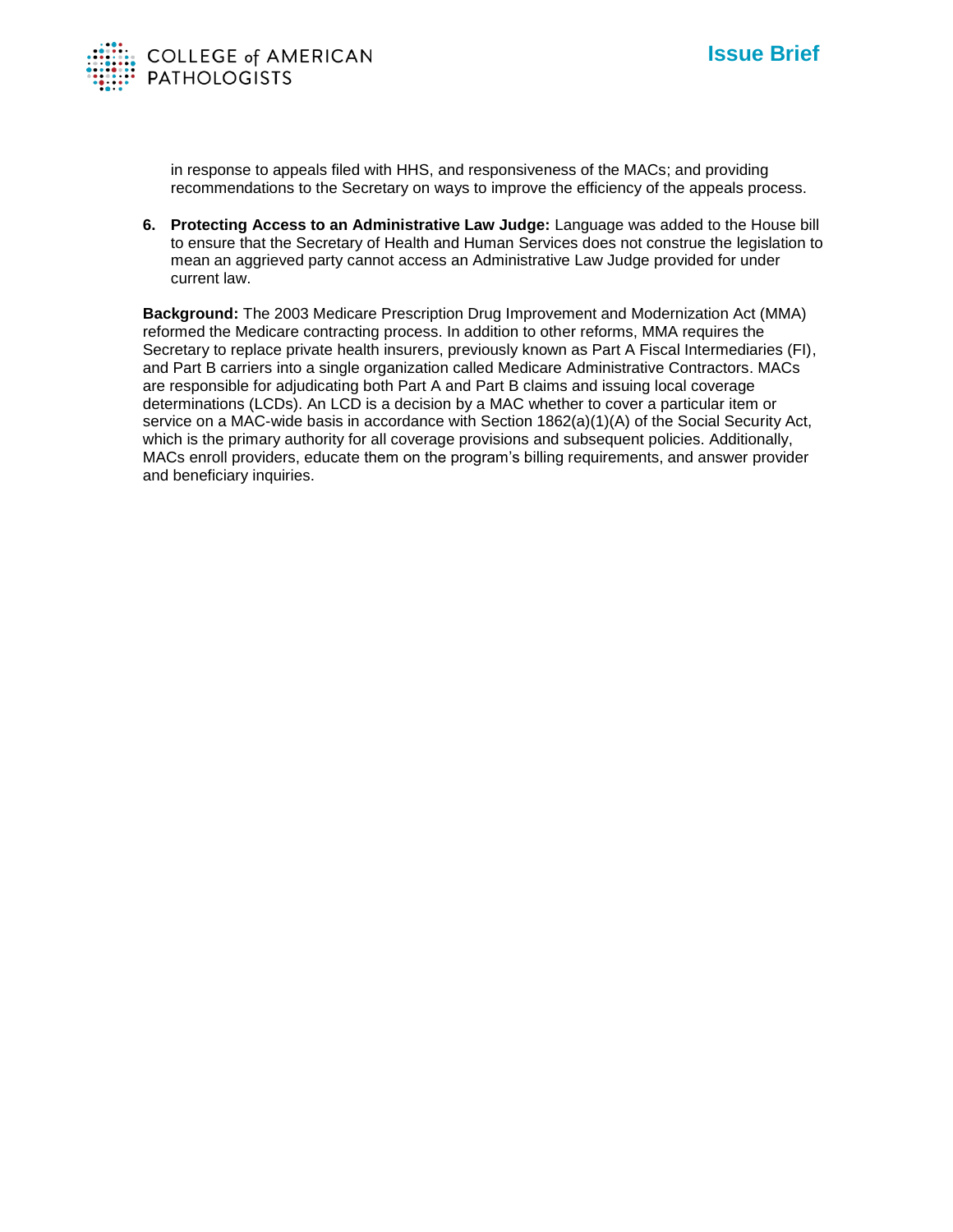in response to appeals filed with HHS, and responsiveness of the MACs; and providing recommendations to the Secretary on ways to improve the efficiency of the appeals process.

6. **Protecting Access to an Administrative Law Judge:** Language was added to the House bill to ensure that the Secretary of Health and Human Services does not construe the legislation to mean an aggrieved party cannot access an Administrative Law Judge provided for under current law.

**Background:** The 2003 Medicare Prescription Drug Improvement and Modernization Act (MMA) reformed the Medicare contracting process. In addition to other reforms, MMA requires the Secretary to replace private health insurers, previously known as Part A Fiscal Intermediaries (FI), and Part B carriers into a single organization called Medicare Administrative Contractors. MACs are responsible for adjudicating both Part A and Part B claims and issuing local coverage determinations (LCDs). An LCD is a decision by a MAC whether to cover a particular item or service on a MAC-wide basis in accordance with Section 1862(a)(1)(A) of the Social Security Act, which is the primary authority for all coverage provisions and subsequent policies. Additionally, MACs enroll providers, educate them on the program's billing requirements, and answer provider and beneficiary inquiries.